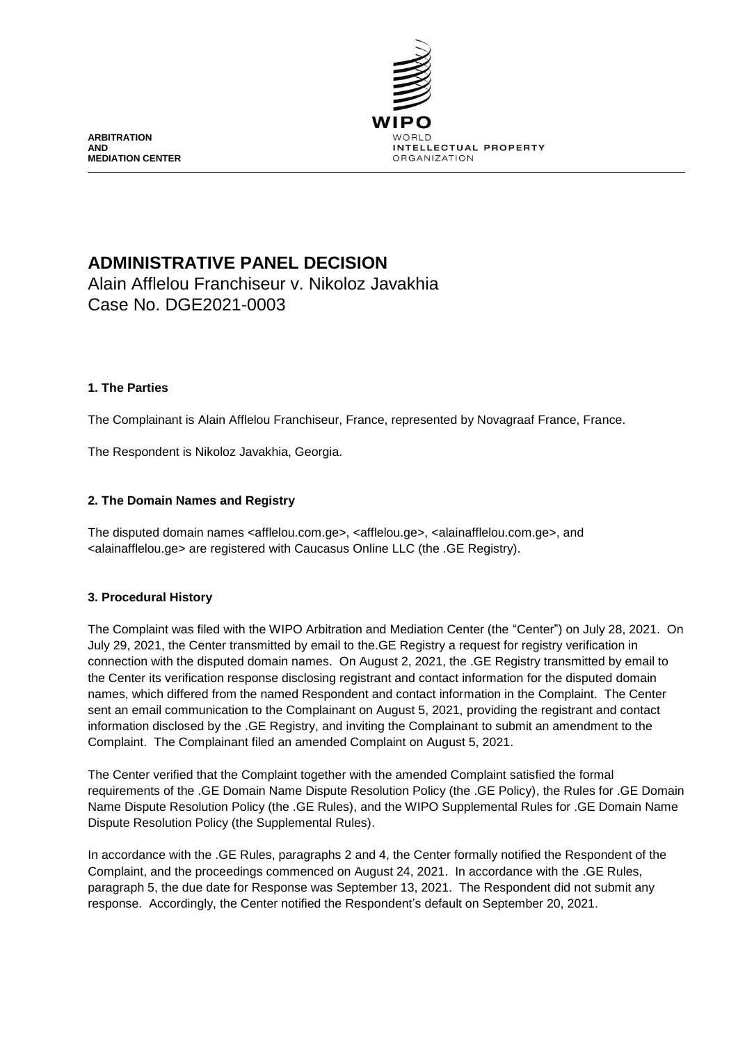**ARBITRATION AND MEDIATION CENTER**

WIPO
WORLD INTELLECTUAL PROPERTY ORGANIZATION

# ADMINISTRATIVE PANEL DECISION

Alain Afflelou Franchiseur v. Nikoloz Javakhia
Case No. DGE2021-0003

## 1. The Parties

The Complainant is Alain Afflelou Franchiseur, France, represented by Novagraaf France, France.

The Respondent is Nikoloz Javakhia, Georgia.

## 2. The Domain Names and Registry

The disputed domain names <afflelou.com.ge>, <afflelou.ge>, <alainafflelou.com.ge>, and <alainafflelou.ge> are registered with Caucasus Online LLC (the .GE Registry).

## 3. Procedural History

The Complaint was filed with the WIPO Arbitration and Mediation Center (the "Center") on July 28, 2021. On July 29, 2021, the Center transmitted by email to the.GE Registry a request for registry verification in connection with the disputed domain names. On August 2, 2021, the .GE Registry transmitted by email to the Center its verification response disclosing registrant and contact information for the disputed domain names, which differed from the named Respondent and contact information in the Complaint. The Center sent an email communication to the Complainant on August 5, 2021, providing the registrant and contact information disclosed by the .GE Registry, and inviting the Complainant to submit an amendment to the Complaint. The Complainant filed an amended Complaint on August 5, 2021.

The Center verified that the Complaint together with the amended Complaint satisfied the formal requirements of the .GE Domain Name Dispute Resolution Policy (the .GE Policy), the Rules for .GE Domain Name Dispute Resolution Policy (the .GE Rules), and the WIPO Supplemental Rules for .GE Domain Name Dispute Resolution Policy (the Supplemental Rules).

In accordance with the .GE Rules, paragraphs 2 and 4, the Center formally notified the Respondent of the Complaint, and the proceedings commenced on August 24, 2021. In accordance with the .GE Rules, paragraph 5, the due date for Response was September 13, 2021. The Respondent did not submit any response. Accordingly, the Center notified the Respondent's default on September 20, 2021.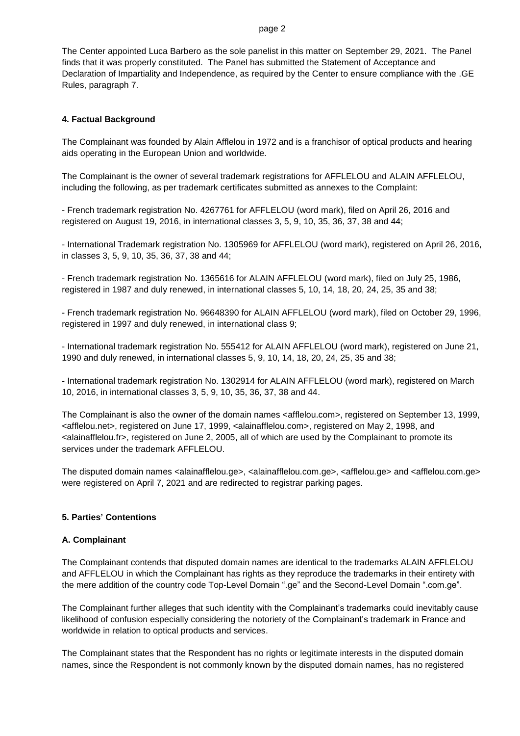The Center appointed Luca Barbero as the sole panelist in this matter on September 29, 2021. The Panel finds that it was properly constituted. The Panel has submitted the Statement of Acceptance and Declaration of Impartiality and Independence, as required by the Center to ensure compliance with the .GE Rules, paragraph 7.

## 4. Factual Background

The Complainant was founded by Alain Afflelou in 1972 and is a franchisor of optical products and hearing aids operating in the European Union and worldwide.

The Complainant is the owner of several trademark registrations for AFFLELOU and ALAIN AFFLELOU, including the following, as per trademark certificates submitted as annexes to the Complaint:

- French trademark registration No. 4267761 for AFFLELOU (word mark), filed on April 26, 2016 and registered on August 19, 2016, in international classes 3, 5, 9, 10, 35, 36, 37, 38 and 44;

- International Trademark registration No. 1305969 for AFFLELOU (word mark), registered on April 26, 2016, in classes 3, 5, 9, 10, 35, 36, 37, 38 and 44;

- French trademark registration No. 1365616 for ALAIN AFFLELOU (word mark), filed on July 25, 1986, registered in 1987 and duly renewed, in international classes 5, 10, 14, 18, 20, 24, 25, 35 and 38;

- French trademark registration No. 96648390 for ALAIN AFFLELOU (word mark), filed on October 29, 1996, registered in 1997 and duly renewed, in international class 9;

- International trademark registration No. 555412 for ALAIN AFFLELOU (word mark), registered on June 21, 1990 and duly renewed, in international classes 5, 9, 10, 14, 18, 20, 24, 25, 35 and 38;

- International trademark registration No. 1302914 for ALAIN AFFLELOU (word mark), registered on March 10, 2016, in international classes 3, 5, 9, 10, 35, 36, 37, 38 and 44.

The Complainant is also the owner of the domain names <afflelou.com>, registered on September 13, 1999, <afflelou.net>, registered on June 17, 1999, <alainafflelou.com>, registered on May 2, 1998, and <alainafflelou.fr>, registered on June 2, 2005, all of which are used by the Complainant to promote its services under the trademark AFFLELOU.

The disputed domain names <alainafflelou.ge>, <alainafflelou.com.ge>, <afflelou.ge> and <afflelou.com.ge> were registered on April 7, 2021 and are redirected to registrar parking pages.

## 5. Parties' Contentions

### A. Complainant

The Complainant contends that disputed domain names are identical to the trademarks ALAIN AFFLELOU and AFFLELOU in which the Complainant has rights as they reproduce the trademarks in their entirety with the mere addition of the country code Top-Level Domain ".ge" and the Second-Level Domain ".com.ge".

The Complainant further alleges that such identity with the Complainant's trademarks could inevitably cause likelihood of confusion especially considering the notoriety of the Complainant's trademark in France and worldwide in relation to optical products and services.

The Complainant states that the Respondent has no rights or legitimate interests in the disputed domain names, since the Respondent is not commonly known by the disputed domain names, has no registered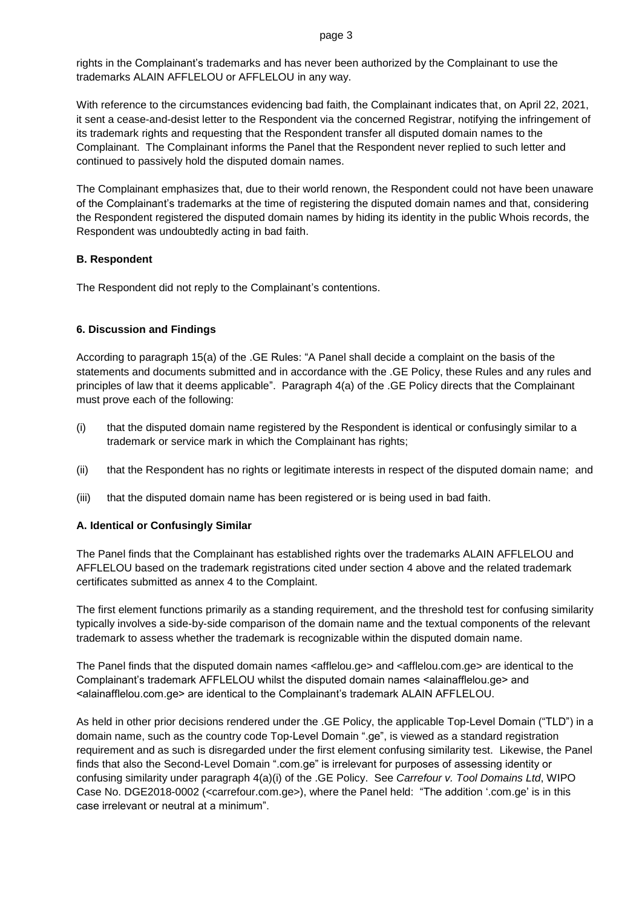rights in the Complainant's trademarks and has never been authorized by the Complainant to use the trademarks ALAIN AFFLELOU or AFFLELOU in any way.

With reference to the circumstances evidencing bad faith, the Complainant indicates that, on April 22, 2021, it sent a cease-and-desist letter to the Respondent via the concerned Registrar, notifying the infringement of its trademark rights and requesting that the Respondent transfer all disputed domain names to the Complainant. The Complainant informs the Panel that the Respondent never replied to such letter and continued to passively hold the disputed domain names.

The Complainant emphasizes that, due to their world renown, the Respondent could not have been unaware of the Complainant's trademarks at the time of registering the disputed domain names and that, considering the Respondent registered the disputed domain names by hiding its identity in the public Whois records, the Respondent was undoubtedly acting in bad faith.

### B. Respondent

The Respondent did not reply to the Complainant's contentions.

## 6. Discussion and Findings

According to paragraph 15(a) of the .GE Rules: "A Panel shall decide a complaint on the basis of the statements and documents submitted and in accordance with the .GE Policy, these Rules and any rules and principles of law that it deems applicable". Paragraph 4(a) of the .GE Policy directs that the Complainant must prove each of the following:

(i) that the disputed domain name registered by the Respondent is identical or confusingly similar to a trademark or service mark in which the Complainant has rights;

(ii) that the Respondent has no rights or legitimate interests in respect of the disputed domain name; and

(iii) that the disputed domain name has been registered or is being used in bad faith.

### A. Identical or Confusingly Similar

The Panel finds that the Complainant has established rights over the trademarks ALAIN AFFLELOU and AFFLELOU based on the trademark registrations cited under section 4 above and the related trademark certificates submitted as annex 4 to the Complaint.

The first element functions primarily as a standing requirement, and the threshold test for confusing similarity typically involves a side-by-side comparison of the domain name and the textual components of the relevant trademark to assess whether the trademark is recognizable within the disputed domain name.

The Panel finds that the disputed domain names <afflelou.ge> and <afflelou.com.ge> are identical to the Complainant's trademark AFFLELOU whilst the disputed domain names <alainafflelou.ge> and <alainafflelou.com.ge> are identical to the Complainant's trademark ALAIN AFFLELOU.

As held in other prior decisions rendered under the .GE Policy, the applicable Top-Level Domain ("TLD") in a domain name, such as the country code Top-Level Domain ".ge", is viewed as a standard registration requirement and as such is disregarded under the first element confusing similarity test. Likewise, the Panel finds that also the Second-Level Domain ".com.ge" is irrelevant for purposes of assessing identity or confusing similarity under paragraph 4(a)(i) of the .GE Policy. See *Carrefour v. Tool Domains Ltd*, WIPO Case No. DGE2018-0002 (<carrefour.com.ge>), where the Panel held: "The addition '.com.ge' is in this case irrelevant or neutral at a minimum".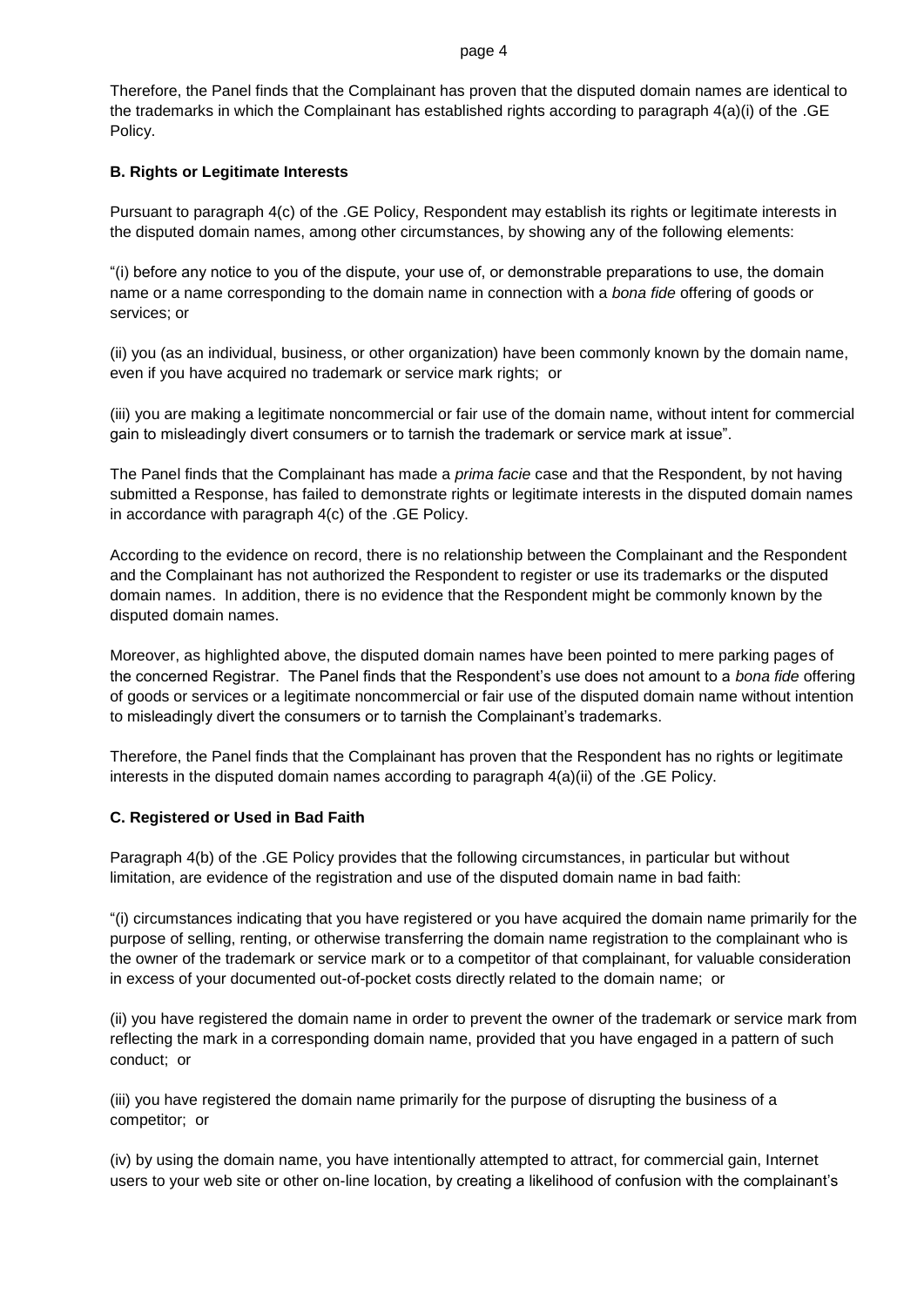Therefore, the Panel finds that the Complainant has proven that the disputed domain names are identical to the trademarks in which the Complainant has established rights according to paragraph 4(a)(i) of the .GE Policy.

**B. Rights or Legitimate Interests**

Pursuant to paragraph 4(c) of the .GE Policy, Respondent may establish its rights or legitimate interests in the disputed domain names, among other circumstances, by showing any of the following elements:

"(i) before any notice to you of the dispute, your use of, or demonstrable preparations to use, the domain name or a name corresponding to the domain name in connection with a *bona fide* offering of goods or services; or

(ii) you (as an individual, business, or other organization) have been commonly known by the domain name, even if you have acquired no trademark or service mark rights; or

(iii) you are making a legitimate noncommercial or fair use of the domain name, without intent for commercial gain to misleadingly divert consumers or to tarnish the trademark or service mark at issue".

The Panel finds that the Complainant has made a *prima facie* case and that the Respondent, by not having submitted a Response, has failed to demonstrate rights or legitimate interests in the disputed domain names in accordance with paragraph 4(c) of the .GE Policy.

According to the evidence on record, there is no relationship between the Complainant and the Respondent and the Complainant has not authorized the Respondent to register or use its trademarks or the disputed domain names. In addition, there is no evidence that the Respondent might be commonly known by the disputed domain names.

Moreover, as highlighted above, the disputed domain names have been pointed to mere parking pages of the concerned Registrar. The Panel finds that the Respondent's use does not amount to a *bona fide* offering of goods or services or a legitimate noncommercial or fair use of the disputed domain name without intention to misleadingly divert the consumers or to tarnish the Complainant's trademarks.

Therefore, the Panel finds that the Complainant has proven that the Respondent has no rights or legitimate interests in the disputed domain names according to paragraph 4(a)(ii) of the .GE Policy.

**C. Registered or Used in Bad Faith**

Paragraph 4(b) of the .GE Policy provides that the following circumstances, in particular but without limitation, are evidence of the registration and use of the disputed domain name in bad faith:

"(i) circumstances indicating that you have registered or you have acquired the domain name primarily for the purpose of selling, renting, or otherwise transferring the domain name registration to the complainant who is the owner of the trademark or service mark or to a competitor of that complainant, for valuable consideration in excess of your documented out-of-pocket costs directly related to the domain name; or

(ii) you have registered the domain name in order to prevent the owner of the trademark or service mark from reflecting the mark in a corresponding domain name, provided that you have engaged in a pattern of such conduct; or

(iii) you have registered the domain name primarily for the purpose of disrupting the business of a competitor; or

(iv) by using the domain name, you have intentionally attempted to attract, for commercial gain, Internet users to your web site or other on-line location, by creating a likelihood of confusion with the complainant's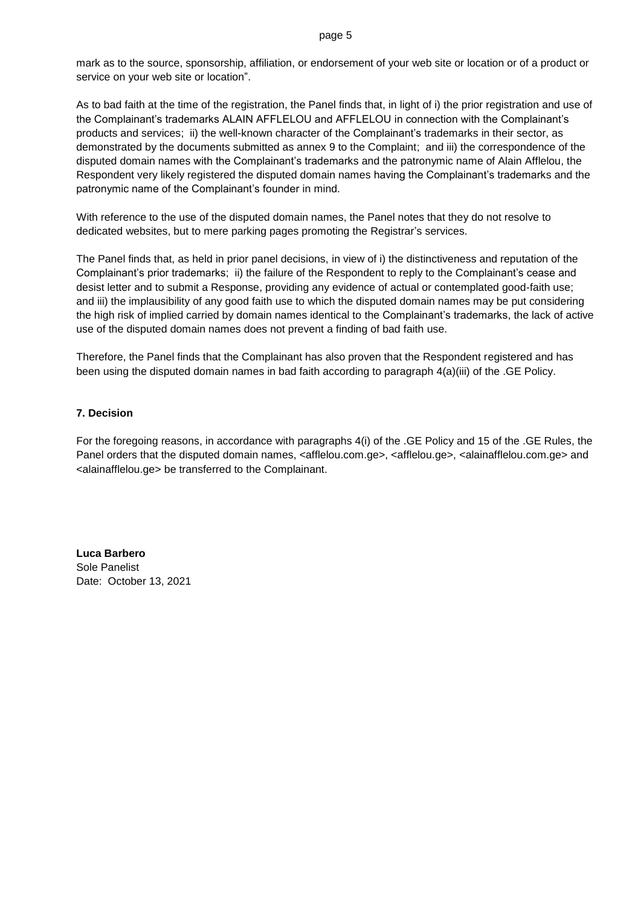mark as to the source, sponsorship, affiliation, or endorsement of your web site or location or of a product or service on your web site or location".

As to bad faith at the time of the registration, the Panel finds that, in light of i) the prior registration and use of the Complainant's trademarks ALAIN AFFLELOU and AFFLELOU in connection with the Complainant's products and services; ii) the well-known character of the Complainant's trademarks in their sector, as demonstrated by the documents submitted as annex 9 to the Complaint; and iii) the correspondence of the disputed domain names with the Complainant's trademarks and the patronymic name of Alain Afflelou, the Respondent very likely registered the disputed domain names having the Complainant's trademarks and the patronymic name of the Complainant's founder in mind.

With reference to the use of the disputed domain names, the Panel notes that they do not resolve to dedicated websites, but to mere parking pages promoting the Registrar's services.

The Panel finds that, as held in prior panel decisions, in view of i) the distinctiveness and reputation of the Complainant's prior trademarks; ii) the failure of the Respondent to reply to the Complainant's cease and desist letter and to submit a Response, providing any evidence of actual or contemplated good-faith use; and iii) the implausibility of any good faith use to which the disputed domain names may be put considering the high risk of implied carried by domain names identical to the Complainant's trademarks, the lack of active use of the disputed domain names does not prevent a finding of bad faith use.

Therefore, the Panel finds that the Complainant has also proven that the Respondent registered and has been using the disputed domain names in bad faith according to paragraph 4(a)(iii) of the .GE Policy.

## 7. Decision

For the foregoing reasons, in accordance with paragraphs 4(i) of the .GE Policy and 15 of the .GE Rules, the Panel orders that the disputed domain names, <afflelou.com.ge>, <afflelou.ge>, <alainafflelou.com.ge> and <alainafflelou.ge> be transferred to the Complainant.

**Luca Barbero**
Sole Panelist
Date: October 13, 2021